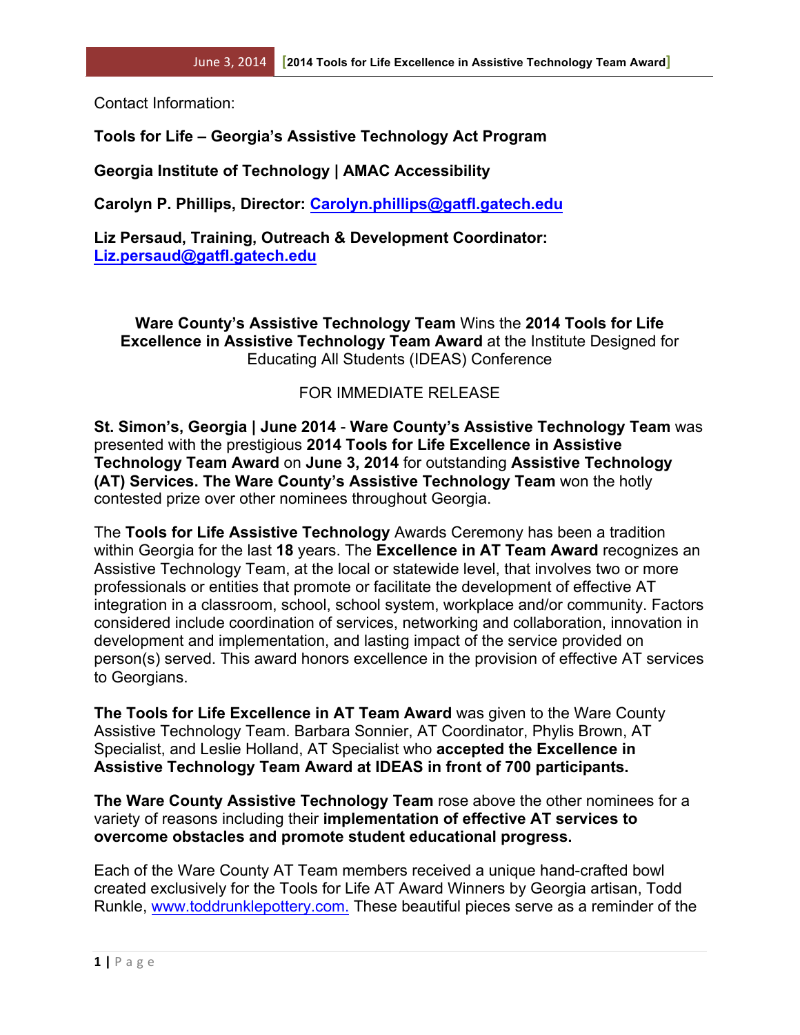Contact Information:

**Tools for Life – Georgia's Assistive Technology Act Program**

**Georgia Institute of Technology | AMAC Accessibility**

**Carolyn P. Phillips, Director: Carolyn.phillips@gatfl.gatech.edu**

**Liz Persaud, Training, Outreach & Development Coordinator: Liz.persaud@gatfl.gatech.edu**

**Ware County's Assistive Technology Team** Wins the **2014 Tools for Life Excellence in Assistive Technology Team Award** at the Institute Designed for Educating All Students (IDEAS) Conference

FOR IMMEDIATE RELEASE

**St. Simon's, Georgia | June 2014** - **Ware County's Assistive Technology Team** was presented with the prestigious **2014 Tools for Life Excellence in Assistive Technology Team Award** on **June 3, 2014** for outstanding **Assistive Technology (AT) Services. The Ware County's Assistive Technology Team** won the hotly contested prize over other nominees throughout Georgia.

The **Tools for Life Assistive Technology** Awards Ceremony has been a tradition within Georgia for the last **18** years. The **Excellence in AT Team Award** recognizes an Assistive Technology Team, at the local or statewide level, that involves two or more professionals or entities that promote or facilitate the development of effective AT integration in a classroom, school, school system, workplace and/or community. Factors considered include coordination of services, networking and collaboration, innovation in development and implementation, and lasting impact of the service provided on person(s) served. This award honors excellence in the provision of effective AT services to Georgians.

**The Tools for Life Excellence in AT Team Award** was given to the Ware County Assistive Technology Team. Barbara Sonnier, AT Coordinator, Phylis Brown, AT Specialist, and Leslie Holland, AT Specialist who **accepted the Excellence in Assistive Technology Team Award at IDEAS in front of 700 participants.**

**The Ware County Assistive Technology Team** rose above the other nominees for a variety of reasons including their **implementation of effective AT services to overcome obstacles and promote student educational progress.**

Each of the Ware County AT Team members received a unique hand-crafted bowl created exclusively for the Tools for Life AT Award Winners by Georgia artisan, Todd Runkle, www.toddrunklepottery.com. These beautiful pieces serve as a reminder of the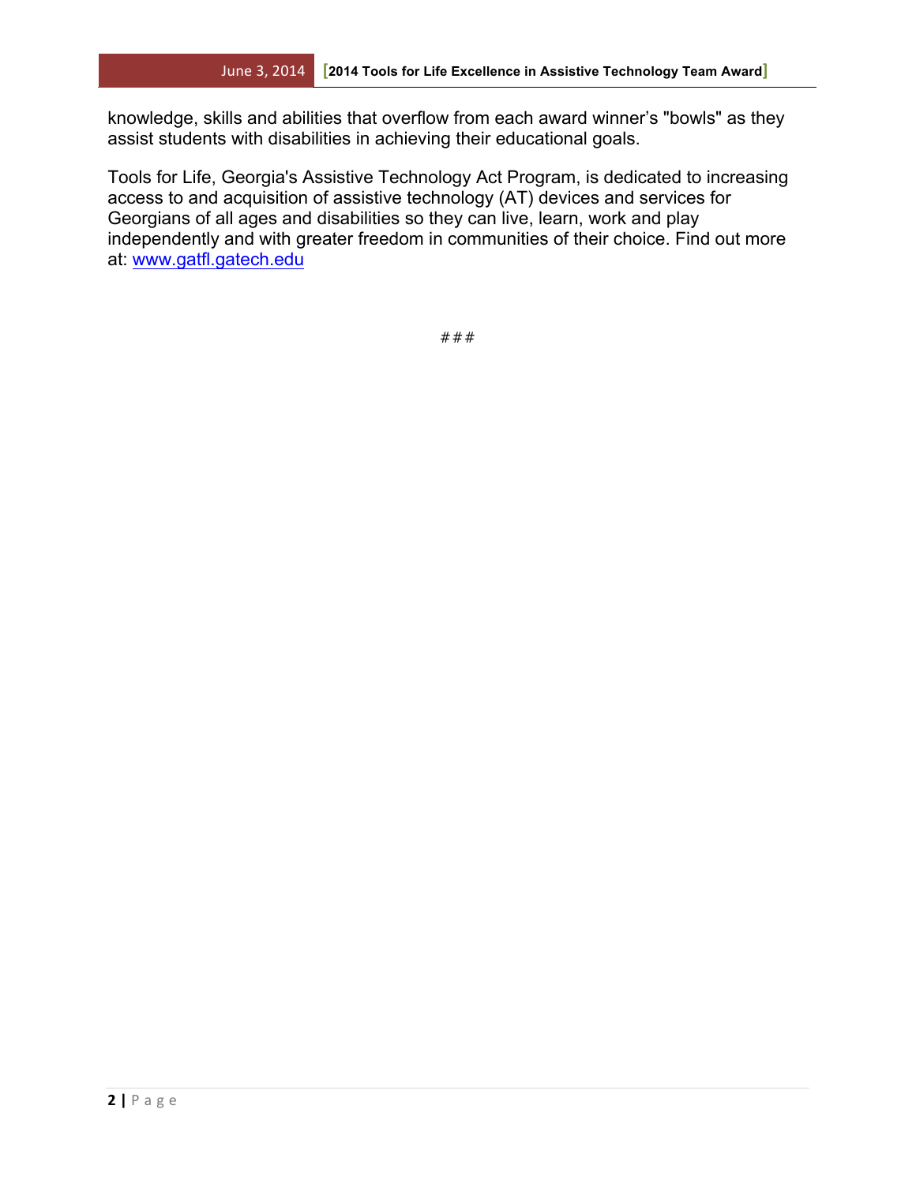knowledge, skills and abilities that overflow from each award winner's "bowls" as they assist students with disabilities in achieving their educational goals.

Tools for Life, Georgia's Assistive Technology Act Program, is dedicated to increasing access to and acquisition of assistive technology (AT) devices and services for Georgians of all ages and disabilities so they can live, learn, work and play independently and with greater freedom in communities of their choice. Find out more at: www.gatfl.gatech.edu

###